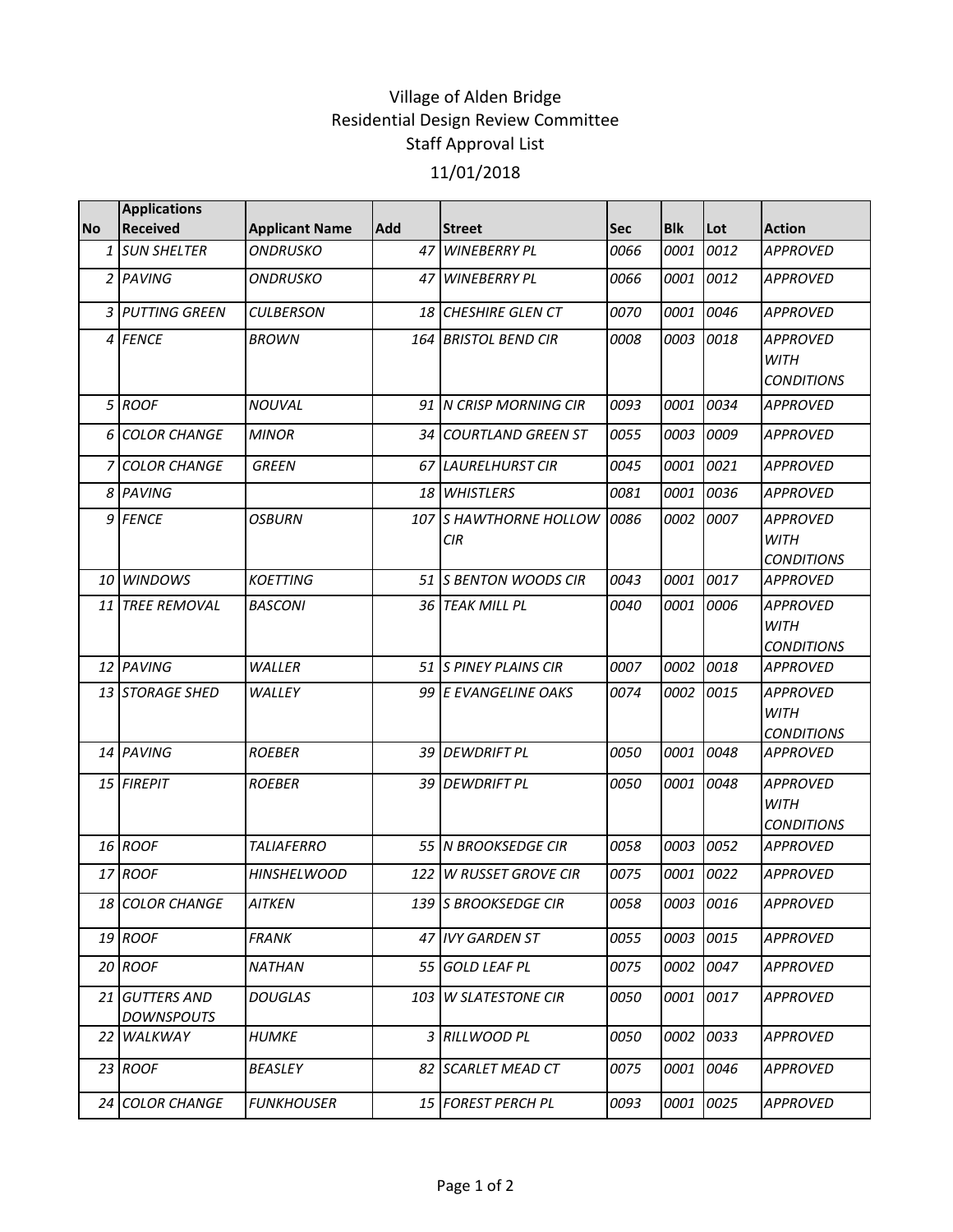# Village of Alden Bridge
## Residential Design Review Committee
## Staff Approval List
## 11/01/2018

| No | Applications Received | Applicant Name | Add | Street | Sec | Blk | Lot | Action |
|---|---|---|---|---|---|---|---|---|
| 1 | SUN SHELTER | ONDRUSKO | 47 | WINEBERRY PL | 0066 | 0001 | 0012 | APPROVED |
| 2 | PAVING | ONDRUSKO | 47 | WINEBERRY PL | 0066 | 0001 | 0012 | APPROVED |
| 3 | PUTTING GREEN | CULBERSON | 18 | CHESHIRE GLEN CT | 0070 | 0001 | 0046 | APPROVED |
| 4 | FENCE | BROWN | 164 | BRISTOL BEND CIR | 0008 | 0003 | 0018 | APPROVED WITH CONDITIONS |
| 5 | ROOF | NOUVAL | 91 | N CRISP MORNING CIR | 0093 | 0001 | 0034 | APPROVED |
| 6 | COLOR CHANGE | MINOR | 34 | COURTLAND GREEN ST | 0055 | 0003 | 0009 | APPROVED |
| 7 | COLOR CHANGE | GREEN | 67 | LAURELHURST CIR | 0045 | 0001 | 0021 | APPROVED |
| 8 | PAVING | | 18 | WHISTLERS | 0081 | 0001 | 0036 | APPROVED |
| 9 | FENCE | OSBURN | 107 | S HAWTHORNE HOLLOW CIR | 0086 | 0002 | 0007 | APPROVED WITH CONDITIONS |
| 10 | WINDOWS | KOETTING | 51 | S BENTON WOODS CIR | 0043 | 0001 | 0017 | APPROVED |
| 11 | TREE REMOVAL | BASCONI | 36 | TEAK MILL PL | 0040 | 0001 | 0006 | APPROVED WITH CONDITIONS |
| 12 | PAVING | WALLER | 51 | S PINEY PLAINS CIR | 0007 | 0002 | 0018 | APPROVED |
| 13 | STORAGE SHED | WALLEY | 99 | E EVANGELINE OAKS | 0074 | 0002 | 0015 | APPROVED WITH CONDITIONS |
| 14 | PAVING | ROEBER | 39 | DEWDRIFT PL | 0050 | 0001 | 0048 | APPROVED |
| 15 | FIREPIT | ROEBER | 39 | DEWDRIFT PL | 0050 | 0001 | 0048 | APPROVED WITH CONDITIONS |
| 16 | ROOF | TALIAFERRO | 55 | N BROOKSEDGE CIR | 0058 | 0003 | 0052 | APPROVED |
| 17 | ROOF | HINSHELWOOD | 122 | W RUSSET GROVE CIR | 0075 | 0001 | 0022 | APPROVED |
| 18 | COLOR CHANGE | AITKEN | 139 | S BROOKSEDGE CIR | 0058 | 0003 | 0016 | APPROVED |
| 19 | ROOF | FRANK | 47 | IVY GARDEN ST | 0055 | 0003 | 0015 | APPROVED |
| 20 | ROOF | NATHAN | 55 | GOLD LEAF PL | 0075 | 0002 | 0047 | APPROVED |
| 21 | GUTTERS AND DOWNSPOUTS | DOUGLAS | 103 | W SLATESTONE CIR | 0050 | 0001 | 0017 | APPROVED |
| 22 | WALKWAY | HUMKE | 3 | RILLWOOD PL | 0050 | 0002 | 0033 | APPROVED |
| 23 | ROOF | BEASLEY | 82 | SCARLET MEAD CT | 0075 | 0001 | 0046 | APPROVED |
| 24 | COLOR CHANGE | FUNKHOUSER | 15 | FOREST PERCH PL | 0093 | 0001 | 0025 | APPROVED |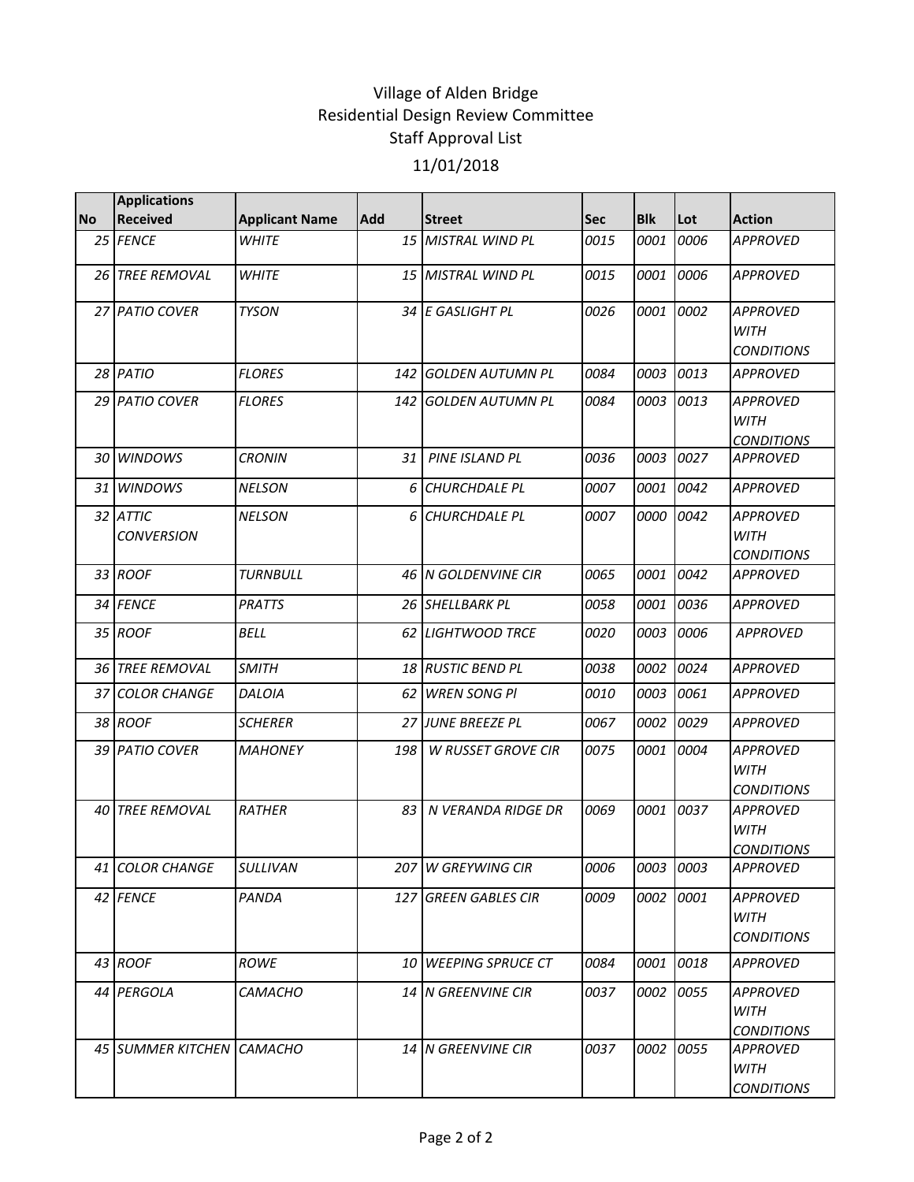Village of Alden Bridge
Residential Design Review Committee
Staff Approval List
11/01/2018

| No | Applications Received | Applicant Name | Add | Street | Sec | Blk | Lot | Action |
|---|---|---|---|---|---|---|---|---|
| 25 | FENCE | WHITE | 15 | MISTRAL WIND PL | 0015 | 0001 | 0006 | APPROVED |
| 26 | TREE REMOVAL | WHITE | 15 | MISTRAL WIND PL | 0015 | 0001 | 0006 | APPROVED |
| 27 | PATIO COVER | TYSON | 34 | E GASLIGHT PL | 0026 | 0001 | 0002 | APPROVED WITH CONDITIONS |
| 28 | PATIO | FLORES | 142 | GOLDEN AUTUMN PL | 0084 | 0003 | 0013 | APPROVED |
| 29 | PATIO COVER | FLORES | 142 | GOLDEN AUTUMN PL | 0084 | 0003 | 0013 | APPROVED WITH CONDITIONS |
| 30 | WINDOWS | CRONIN | 31 | PINE ISLAND PL | 0036 | 0003 | 0027 | APPROVED |
| 31 | WINDOWS | NELSON | 6 | CHURCHDALE PL | 0007 | 0001 | 0042 | APPROVED |
| 32 | ATTIC CONVERSION | NELSON | 6 | CHURCHDALE PL | 0007 | 0000 | 0042 | APPROVED WITH CONDITIONS |
| 33 | ROOF | TURNBULL | 46 | N GOLDENVINE CIR | 0065 | 0001 | 0042 | APPROVED |
| 34 | FENCE | PRATTS | 26 | SHELLBARK PL | 0058 | 0001 | 0036 | APPROVED |
| 35 | ROOF | BELL | 62 | LIGHTWOOD TRCE | 0020 | 0003 | 0006 | APPROVED |
| 36 | TREE REMOVAL | SMITH | 18 | RUSTIC BEND PL | 0038 | 0002 | 0024 | APPROVED |
| 37 | COLOR CHANGE | DALOIA | 62 | WREN SONG Pl | 0010 | 0003 | 0061 | APPROVED |
| 38 | ROOF | SCHERER | 27 | JUNE BREEZE PL | 0067 | 0002 | 0029 | APPROVED |
| 39 | PATIO COVER | MAHONEY | 198 | W RUSSET GROVE CIR | 0075 | 0001 | 0004 | APPROVED WITH CONDITIONS |
| 40 | TREE REMOVAL | RATHER | 83 | N VERANDA RIDGE DR | 0069 | 0001 | 0037 | APPROVED WITH CONDITIONS |
| 41 | COLOR CHANGE | SULLIVAN | 207 | W GREYWING CIR | 0006 | 0003 | 0003 | APPROVED |
| 42 | FENCE | PANDA | 127 | GREEN GABLES CIR | 0009 | 0002 | 0001 | APPROVED WITH CONDITIONS |
| 43 | ROOF | ROWE | 10 | WEEPING SPRUCE CT | 0084 | 0001 | 0018 | APPROVED |
| 44 | PERGOLA | CAMACHO | 14 | N GREENVINE CIR | 0037 | 0002 | 0055 | APPROVED WITH CONDITIONS |
| 45 | SUMMER KITCHEN | CAMACHO | 14 | N GREENVINE CIR | 0037 | 0002 | 0055 | APPROVED WITH CONDITIONS |